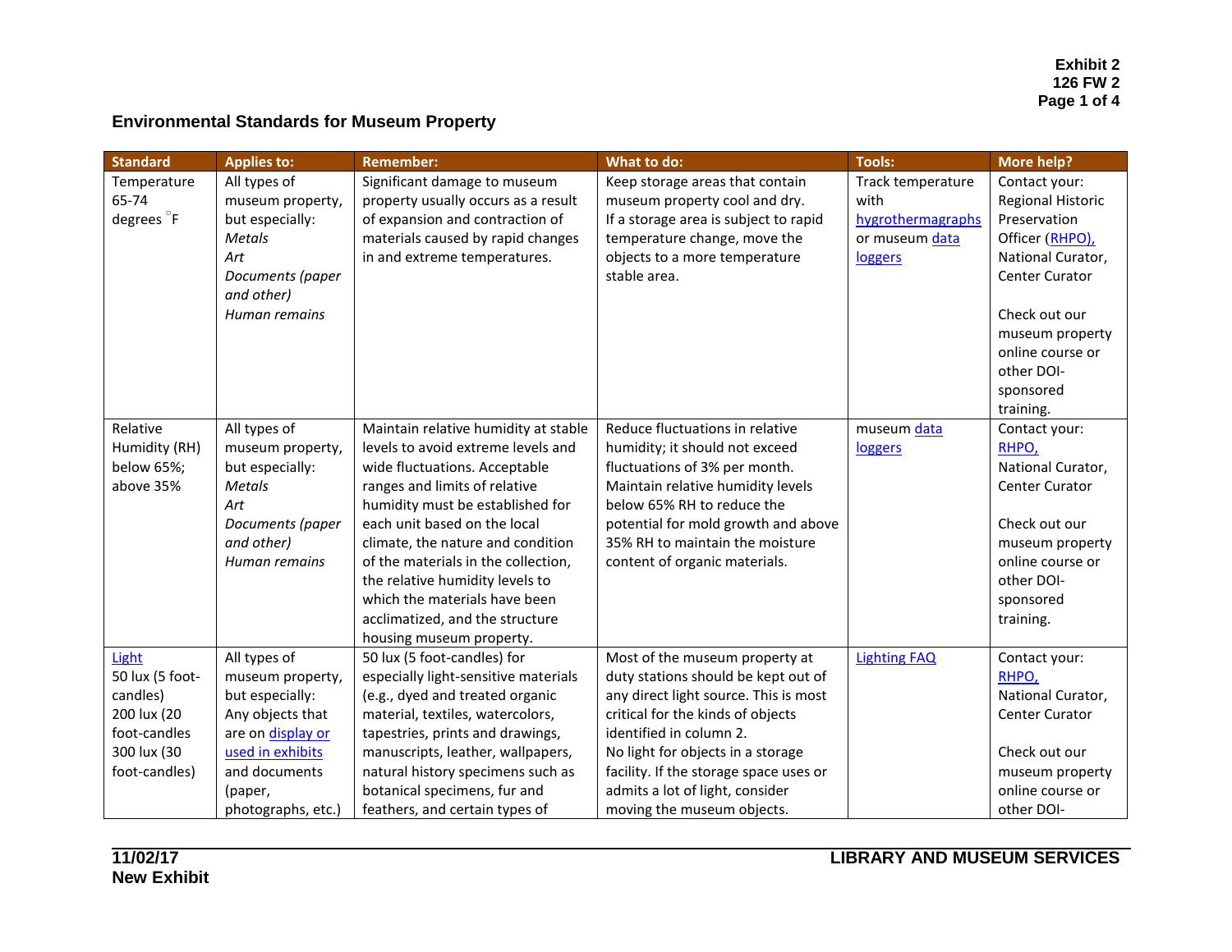## Environmental Standards for Museum Property

| Standard | Applies to: | Remember: | What to do: | Tools: | More help? |
|---|---|---|---|---|---|
| Temperature 65-74 degrees °F | All types of museum property, but especially: *Metals* *Art* *Documents (paper and other)* *Human remains* | Significant damage to museum property usually occurs as a result of expansion and contraction of materials caused by rapid changes in and extreme temperatures. | Keep storage areas that contain museum property cool and dry. If a storage area is subject to rapid temperature change, move the objects to a more temperature stable area. | Track temperature with hygrothermagraphs or museum data loggers | Contact your: Regional Historic Preservation Officer (RHPO), National Curator, Center Curator<br><br>Check out our museum property online course or other DOI-sponsored training. |
| Relative Humidity (RH) below 65%; above 35% | All types of museum property, but especially: *Metals* *Art* *Documents (paper and other)* *Human remains* | Maintain relative humidity at stable levels to avoid extreme levels and wide fluctuations. Acceptable ranges and limits of relative humidity must be established for each unit based on the local climate, the nature and condition of the materials in the collection, the relative humidity levels to which the materials have been acclimatized, and the structure housing museum property. | Reduce fluctuations in relative humidity; it should not exceed fluctuations of 3% per month. Maintain relative humidity levels below 65% RH to reduce the potential for mold growth and above 35% RH to maintain the moisture content of organic materials. | museum data loggers | Contact your: RHPO, National Curator, Center Curator<br><br>Check out our museum property online course or other DOI-sponsored training. |
| Light 50 lux (5 foot-candles) 200 lux (20 foot-candles 300 lux (30 foot-candles) | All types of museum property, but especially: Any objects that are on display or used in exhibits and documents (paper, photographs, etc.) | 50 lux (5 foot-candles) for especially light-sensitive materials (e.g., dyed and treated organic material, textiles, watercolors, tapestries, prints and drawings, manuscripts, leather, wallpapers, natural history specimens such as botanical specimens, fur and feathers, and certain types of | Most of the museum property at duty stations should be kept out of any direct light source. This is most critical for the kinds of objects identified in column 2. No light for objects in a storage facility. If the storage space uses or admits a lot of light, consider moving the museum objects. | Lighting FAQ | Contact your: RHPO, National Curator, Center Curator<br><br>Check out our museum property online course or other DOI- |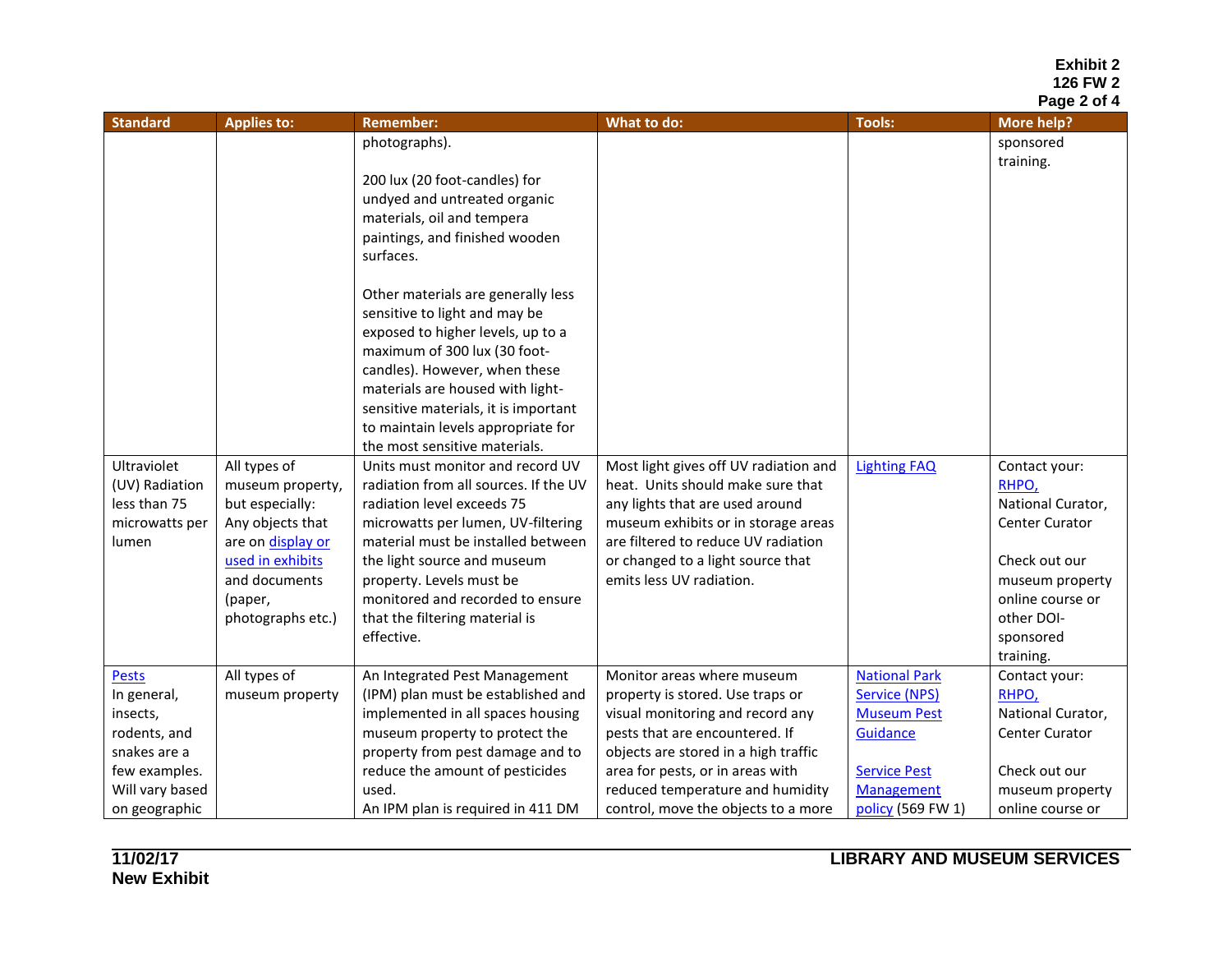| Standard | Applies to: | Remember: | What to do: | Tools: | More help? |
|---|---|---|---|---|---|
| | | photographs).<br><br>200 lux (20 foot-candles) for undyed and untreated organic materials, oil and tempera paintings, and finished wooden surfaces.<br><br>Other materials are generally less sensitive to light and may be exposed to higher levels, up to a maximum of 300 lux (30 foot-candles). However, when these materials are housed with light-sensitive materials, it is important to maintain levels appropriate for the most sensitive materials. | | | sponsored training. |
| Ultraviolet (UV) Radiation less than 75 microwatts per lumen | All types of museum property, but especially: Any objects that are on display or used in exhibits and documents (paper, photographs etc.) | Units must monitor and record UV radiation from all sources. If the UV radiation level exceeds 75 microwatts per lumen, UV-filtering material must be installed between the light source and museum property. Levels must be monitored and recorded to ensure that the filtering material is effective. | Most light gives off UV radiation and heat. Units should make sure that any lights that are used around museum exhibits or in storage areas are filtered to reduce UV radiation or changed to a light source that emits less UV radiation. | Lighting FAQ | Contact your: RHPO, National Curator, Center Curator<br><br>Check out our museum property online course or other DOI-sponsored training. |
| Pests<br>In general, insects, rodents, and snakes are a few examples. Will vary based on geographic | All types of museum property | An Integrated Pest Management (IPM) plan must be established and implemented in all spaces housing museum property to protect the property from pest damage and to reduce the amount of pesticides used.<br>An IPM plan is required in 411 DM | Monitor areas where museum property is stored. Use traps or visual monitoring and record any pests that are encountered. If objects are stored in a high traffic area for pests, or in areas with reduced temperature and humidity control, move the objects to a more | National Park Service (NPS) Museum Pest Guidance<br><br>Service Pest Management policy (569 FW 1) | Contact your: RHPO, National Curator, Center Curator<br><br>Check out our museum property online course or |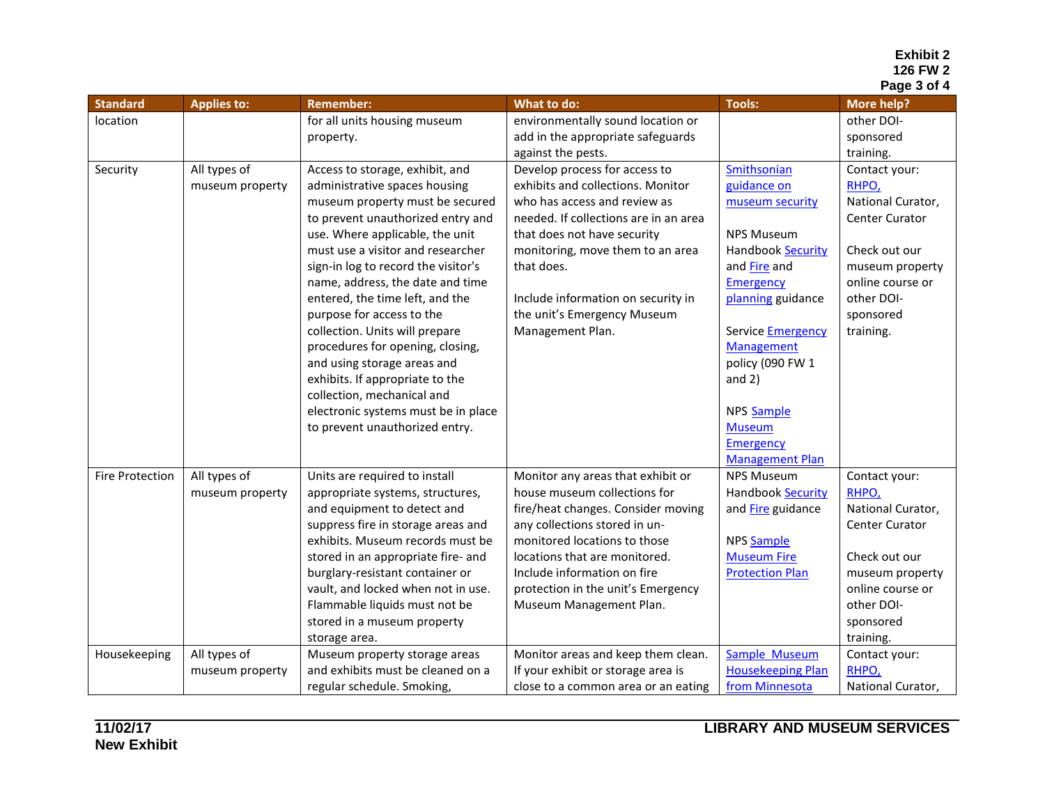| Standard | Applies to: | Remember: | What to do: | Tools: | More help? |
|---|---|---|---|---|---|
| location | | for all units housing museum property. | environmentally sound location or add in the appropriate safeguards against the pests. | | other DOI-sponsored training. |
| Security | All types of museum property | Access to storage, exhibit, and administrative spaces housing museum property must be secured to prevent unauthorized entry and use. Where applicable, the unit must use a visitor and researcher sign-in log to record the visitor's name, address, the date and time entered, the time left, and the purpose for access to the collection. Units will prepare procedures for opening, closing, and using storage areas and exhibits. If appropriate to the collection, mechanical and electronic systems must be in place to prevent unauthorized entry. | Develop process for access to exhibits and collections. Monitor who has access and review as needed. If collections are in an area that does not have security monitoring, move them to an area that does.<br><br>Include information on security in the unit's Emergency Museum Management Plan. | Smithsonian guidance on museum security<br><br>NPS Museum Handbook Security and Fire and Emergency planning guidance<br><br>Service Emergency Management policy (090 FW 1 and 2)<br><br>NPS Sample Museum Emergency Management Plan | Contact your: RHPO, National Curator, Center Curator<br><br>Check out our museum property online course or other DOI-sponsored training. |
| Fire Protection | All types of museum property | Units are required to install appropriate systems, structures, and equipment to detect and suppress fire in storage areas and exhibits. Museum records must be stored in an appropriate fire- and burglary-resistant container or vault, and locked when not in use. Flammable liquids must not be stored in a museum property storage area. | Monitor any areas that exhibit or house museum collections for fire/heat changes. Consider moving any collections stored in un-monitored locations to those locations that are monitored. Include information on fire protection in the unit's Emergency Museum Management Plan. | NPS Museum Handbook Security and Fire guidance<br><br>NPS Sample Museum Fire Protection Plan | Contact your: RHPO, National Curator, Center Curator<br><br>Check out our museum property online course or other DOI-sponsored training. |
| Housekeeping | All types of museum property | Museum property storage areas and exhibits must be cleaned on a regular schedule. Smoking, | Monitor areas and keep them clean. If your exhibit or storage area is close to a common area or an eating | Sample Museum Housekeeping Plan from Minnesota | Contact your: RHPO, National Curator, |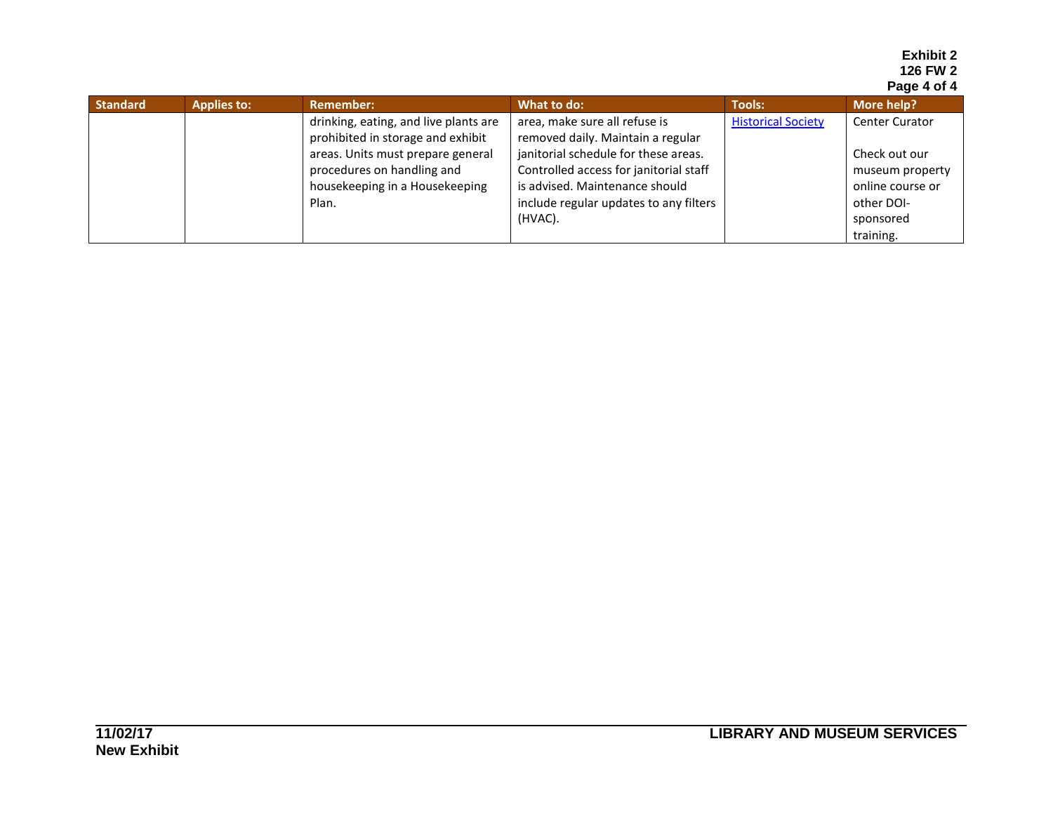| Standard | Applies to: | Remember: | What to do: | Tools: | More help? |
|---|---|---|---|---|---|
| | | drinking, eating, and live plants are prohibited in storage and exhibit areas. Units must prepare general procedures on handling and housekeeping in a Housekeeping Plan. | area, make sure all refuse is removed daily. Maintain a regular janitorial schedule for these areas. Controlled access for janitorial staff is advised. Maintenance should include regular updates to any filters (HVAC). | Historical Society | Center Curator<br><br>Check out our museum property online course or other DOI-sponsored training. |